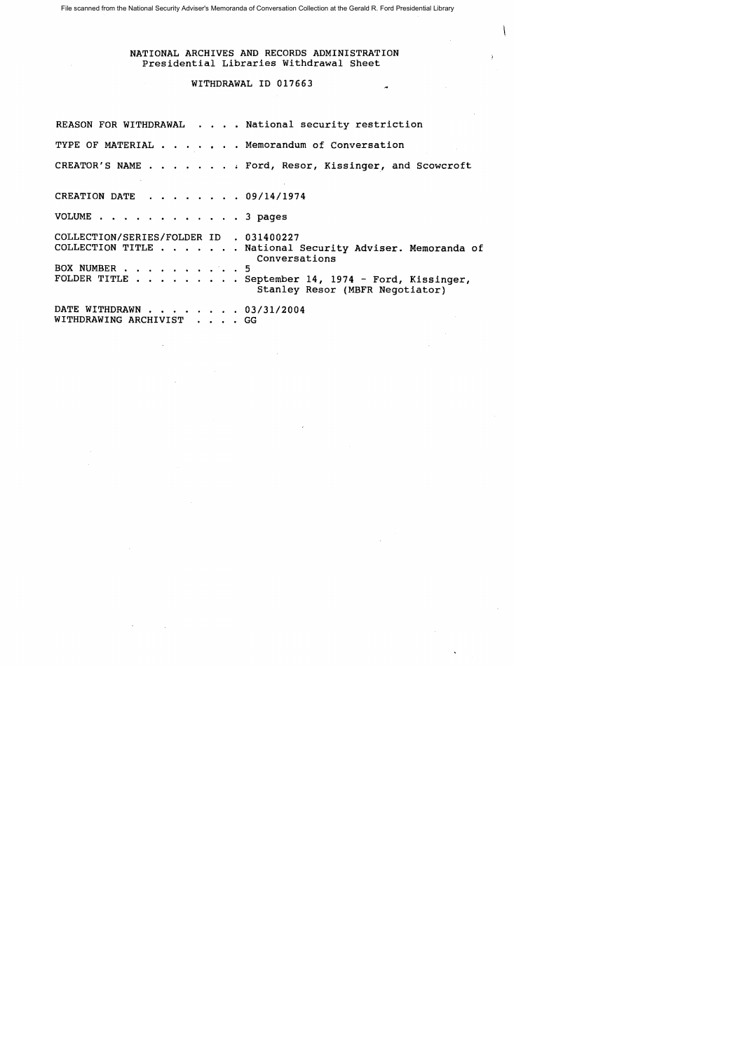File scanned from the National Security Adviser's Memoranda of Conversation Collection at the Gerald R. Ford Presidential Library

NATIONAL ARCHIVES AND RECORDS ADMINISTRATION
Presidential Libraries Withdrawal Sheet

WITHDRAWAL ID 017663

REASON FOR WITHDRAWAL . . . . National security restriction

TYPE OF MATERIAL . . . . . . . Memorandum of Conversation

CREATOR'S NAME . . . . . . . . Ford, Resor, Kissinger, and Scowcroft

CREATION DATE . . . . . . . . 09/14/1974

VOLUME . . . . . . . . . . . . 3 pages

COLLECTION/SERIES/FOLDER ID . 031400227
COLLECTION TITLE . . . . . . . National Security Adviser. Memoranda of Conversations
BOX NUMBER . . . . . . . . . . 5
FOLDER TITLE . . . . . . . . . September 14, 1974 - Ford, Kissinger, Stanley Resor (MBFR Negotiator)

DATE WITHDRAWN . . . . . . . . 03/31/2004
WITHDRAWING ARCHIVIST . . . . GG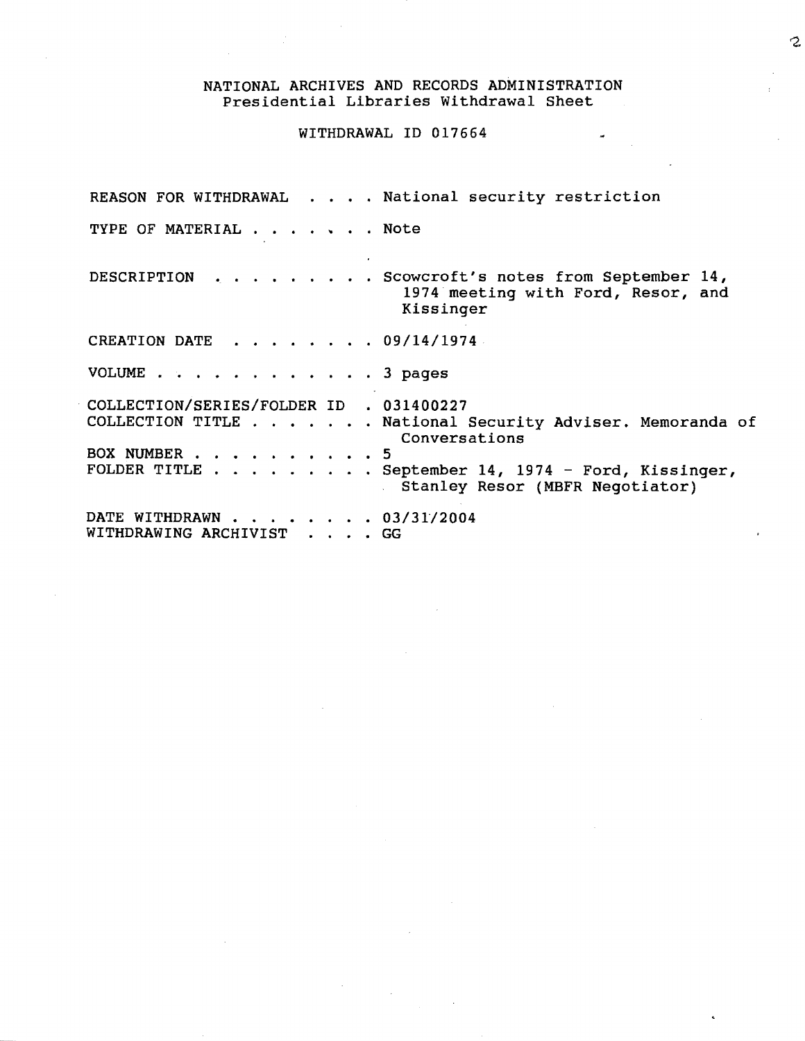NATIONAL ARCHIVES AND RECORDS ADMINISTRATION
Presidential Libraries Withdrawal Sheet

WITHDRAWAL ID 017664

REASON FOR WITHDRAWAL . . . . National security restriction

TYPE OF MATERIAL . . . . . . . Note

DESCRIPTION . . . . . . . . . Scowcroft's notes from September 14, 1974 meeting with Ford, Resor, and Kissinger

CREATION DATE . . . . . . . . 09/14/1974

VOLUME . . . . . . . . . . . . 3 pages

COLLECTION/SERIES/FOLDER ID . 031400227
COLLECTION TITLE . . . . . . . National Security Adviser. Memoranda of Conversations
BOX NUMBER . . . . . . . . . . 5
FOLDER TITLE . . . . . . . . . September 14, 1974 - Ford, Kissinger, Stanley Resor (MBFR Negotiator)

DATE WITHDRAWN . . . . . . . . 03/31/2004
WITHDRAWING ARCHIVIST . . . . GG